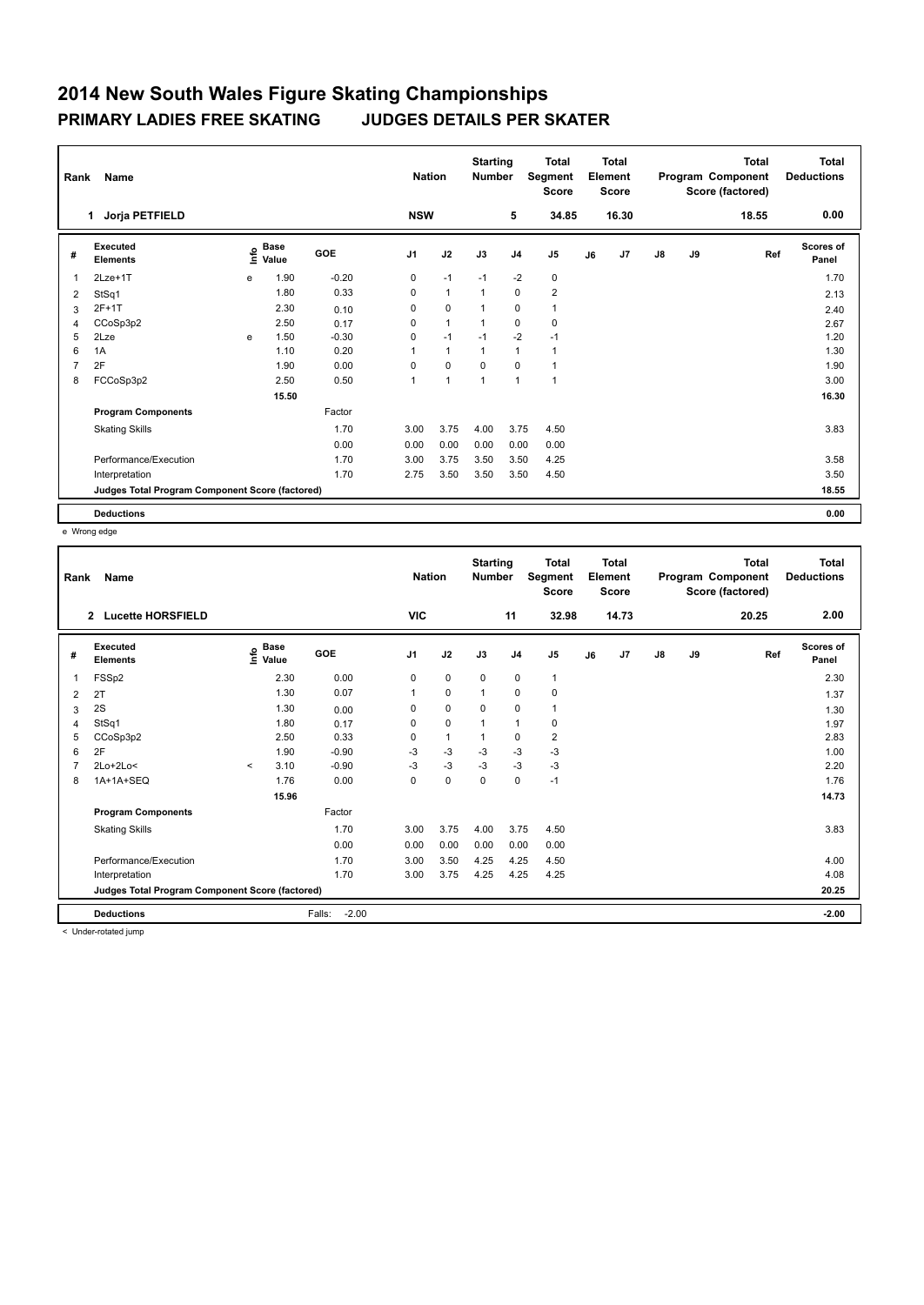# 2014 New South Wales Figure Skating Championships

## PRIMARY LADIES FREE SKATING JUDGES DETAILS PER SKATER

| Rank | Name | Nation | Starting Number | Total Segment Score | Total Element Score | Total Program Component Score (factored) | Total Deductions |
|---|---|---|---|---|---|---|---|
| 1 | Jorja PETFIELD | NSW | 5 | 34.85 | 16.30 | 18.55 | 0.00 |

| # | Executed Elements | Info | Base Value | GOE | J1 | J2 | J3 | J4 | J5 | J6 | J7 | J8 | J9 | Ref | Scores of Panel |
|---|---|---|---|---|---|---|---|---|---|---|---|---|---|---|---|
| 1 | 2Lze+1T | e | 1.90 | -0.20 | 0 | -1 | -1 | -2 | 0 | | | | | | 1.70 |
| 2 | StSq1 | | 1.80 | 0.33 | 0 | 1 | 1 | 0 | 2 | | | | | | 2.13 |
| 3 | 2F+1T | | 2.30 | 0.10 | 0 | 0 | 1 | 0 | 1 | | | | | | 2.40 |
| 4 | CCoSp3p2 | | 2.50 | 0.17 | 0 | 1 | 1 | 0 | 0 | | | | | | 2.67 |
| 5 | 2Lze | e | 1.50 | -0.30 | 0 | -1 | -1 | -2 | -1 | | | | | | 1.20 |
| 6 | 1A | | 1.10 | 0.20 | 1 | 1 | 1 | 1 | 1 | | | | | | 1.30 |
| 7 | 2F | | 1.90 | 0.00 | 0 | 0 | 0 | 0 | 1 | | | | | | 1.90 |
| 8 | FCCoSp3p2 | | 2.50 | 0.50 | 1 | 1 | 1 | 1 | 1 | | | | | | 3.00 |
| | | | 15.50 | | | | | | | | | | | | 16.30 |
| | **Program Components** | | | Factor | | | | | | | | | | | |
| | Skating Skills | | | 1.70 | 3.00 | 3.75 | 4.00 | 3.75 | 4.50 | | | | | | 3.83 |
| | | | | 0.00 | 0.00 | 0.00 | 0.00 | 0.00 | 0.00 | | | | | | |
| | Performance/Execution | | | 1.70 | 3.00 | 3.75 | 3.50 | 3.50 | 4.25 | | | | | | 3.58 |
| | Interpretation | | | 1.70 | 2.75 | 3.50 | 3.50 | 3.50 | 4.50 | | | | | | 3.50 |
| | **Judges Total Program Component Score (factored)** | | | | | | | | | | | | | | 18.55 |
| | **Deductions** | | | | | | | | | | | | | | 0.00 |

e Wrong edge

| Rank | Name | Nation | Starting Number | Total Segment Score | Total Element Score | Total Program Component Score (factored) | Total Deductions |
|---|---|---|---|---|---|---|---|
| 2 | Lucette HORSFIELD | VIC | 11 | 32.98 | 14.73 | 20.25 | 2.00 |

| # | Executed Elements | Info | Base Value | GOE | J1 | J2 | J3 | J4 | J5 | J6 | J7 | J8 | J9 | Ref | Scores of Panel |
|---|---|---|---|---|---|---|---|---|---|---|---|---|---|---|---|
| 1 | FSSp2 | | 2.30 | 0.00 | 0 | 0 | 0 | 0 | 1 | | | | | | 2.30 |
| 2 | 2T | | 1.30 | 0.07 | 1 | 0 | 1 | 0 | 0 | | | | | | 1.37 |
| 3 | 2S | | 1.30 | 0.00 | 0 | 0 | 0 | 0 | 1 | | | | | | 1.30 |
| 4 | StSq1 | | 1.80 | 0.17 | 0 | 0 | 1 | 1 | 0 | | | | | | 1.97 |
| 5 | CCoSp3p2 | | 2.50 | 0.33 | 0 | 1 | 1 | 0 | 2 | | | | | | 2.83 |
| 6 | 2F | | 1.90 | -0.90 | -3 | -3 | -3 | -3 | -3 | | | | | | 1.00 |
| 7 | 2Lo+2Lo< | < | 3.10 | -0.90 | -3 | -3 | -3 | -3 | -3 | | | | | | 2.20 |
| 8 | 1A+1A+SEQ | | 1.76 | 0.00 | 0 | 0 | 0 | 0 | -1 | | | | | | 1.76 |
| | | | 15.96 | | | | | | | | | | | | 14.73 |
| | **Program Components** | | | Factor | | | | | | | | | | | |
| | Skating Skills | | | 1.70 | 3.00 | 3.75 | 4.00 | 3.75 | 4.50 | | | | | | 3.83 |
| | | | | 0.00 | 0.00 | 0.00 | 0.00 | 0.00 | 0.00 | | | | | | |
| | Performance/Execution | | | 1.70 | 3.00 | 3.50 | 4.25 | 4.25 | 4.50 | | | | | | 4.00 |
| | Interpretation | | | 1.70 | 3.00 | 3.75 | 4.25 | 4.25 | 4.25 | | | | | | 4.08 |
| | **Judges Total Program Component Score (factored)** | | | | | | | | | | | | | | 20.25 |
| | **Deductions** | | | Falls: -2.00 | | | | | | | | | | | -2.00 |

< Under-rotated jump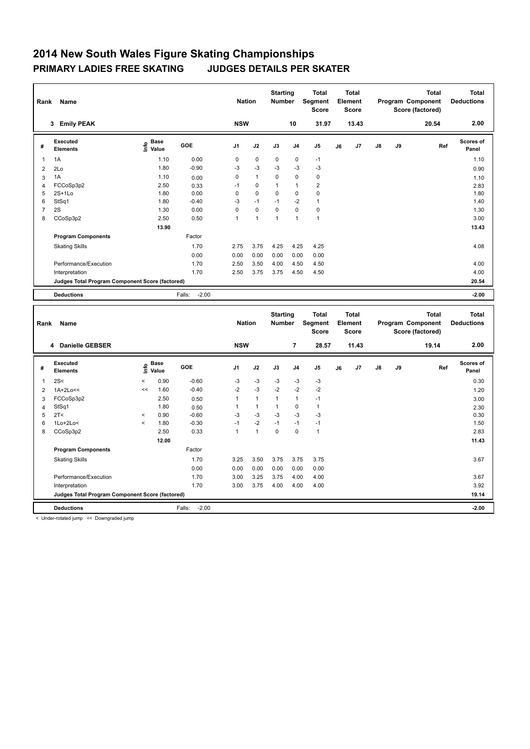# 2014 New South Wales Figure Skating Championships

## PRIMARY LADIES FREE SKATING JUDGES DETAILS PER SKATER

| Rank | Name | Nation | Starting Number | Total Segment Score | Total Element Score | Total Program Component Score (factored) | Total Deductions |
|---|---|---|---|---|---|---|---|
| 3 | Emily PEAK | NSW | 10 | 31.97 | 13.43 | 20.54 | 2.00 |

| # | Executed Elements | Info | Base Value | GOE | J1 | J2 | J3 | J4 | J5 | J6 | J7 | J8 | J9 | Ref | Scores of Panel |
|---|---|---|---|---|---|---|---|---|---|---|---|---|---|---|---|
| 1 | 1A | | 1.10 | 0.00 | 0 | 0 | 0 | 0 | -1 | | | | | | 1.10 |
| 2 | 2Lo | | 1.80 | -0.90 | -3 | -3 | -3 | -3 | -3 | | | | | | 0.90 |
| 3 | 1A | | 1.10 | 0.00 | 0 | 1 | 0 | 0 | 0 | | | | | | 1.10 |
| 4 | FCCoSp3p2 | | 2.50 | 0.33 | -1 | 0 | 1 | 1 | 2 | | | | | | 2.83 |
| 5 | 2S+1Lo | | 1.80 | 0.00 | 0 | 0 | 0 | 0 | 0 | | | | | | 1.80 |
| 6 | StSq1 | | 1.80 | -0.40 | -3 | -1 | -1 | -2 | 1 | | | | | | 1.40 |
| 7 | 2S | | 1.30 | 0.00 | 0 | 0 | 0 | 0 | 0 | | | | | | 1.30 |
| 8 | CCoSp3p2 | | 2.50 | 0.50 | 1 | 1 | 1 | 1 | 1 | | | | | | 3.00 |
| | | | 13.90 | | | | | | | | | | | | 13.43 |
| | **Program Components** | | | Factor | | | | | | | | | | | |
| | Skating Skills | | | 1.70 | 2.75 | 3.75 | 4.25 | 4.25 | 4.25 | | | | | | 4.08 |
| | | | | 0.00 | 0.00 | 0.00 | 0.00 | 0.00 | 0.00 | | | | | | |
| | Performance/Execution | | | 1.70 | 2.50 | 3.50 | 4.00 | 4.50 | 4.50 | | | | | | 4.00 |
| | Interpretation | | | 1.70 | 2.50 | 3.75 | 3.75 | 4.50 | 4.50 | | | | | | 4.00 |
| | **Judges Total Program Component Score (factored)** | | | | | | | | | | | | | | 20.54 |
| | **Deductions** | | | Falls: -2.00 | | | | | | | | | | | -2.00 |

| Rank | Name | Nation | Starting Number | Total Segment Score | Total Element Score | Total Program Component Score (factored) | Total Deductions |
|---|---|---|---|---|---|---|---|
| 4 | Danielle GEBSER | NSW | 7 | 28.57 | 11.43 | 19.14 | 2.00 |

| # | Executed Elements | Info | Base Value | GOE | J1 | J2 | J3 | J4 | J5 | J6 | J7 | J8 | J9 | Ref | Scores of Panel |
|---|---|---|---|---|---|---|---|---|---|---|---|---|---|---|---|
| 1 | 2S< | < | 0.90 | -0.60 | -3 | -3 | -3 | -3 | -3 | | | | | | 0.30 |
| 2 | 1A+2Lo<< | << | 1.60 | -0.40 | -2 | -3 | -2 | -2 | -2 | | | | | | 1.20 |
| 3 | FCCoSp3p2 | | 2.50 | 0.50 | 1 | 1 | 1 | 1 | -1 | | | | | | 3.00 |
| 4 | StSq1 | | 1.80 | 0.50 | 1 | 1 | 1 | 0 | 1 | | | | | | 2.30 |
| 5 | 2T< | < | 0.90 | -0.60 | -3 | -3 | -3 | -3 | -3 | | | | | | 0.30 |
| 6 | 1Lo+2Lo< | < | 1.80 | -0.30 | -1 | -2 | -1 | -1 | -1 | | | | | | 1.50 |
| 8 | CCoSp3p2 | | 2.50 | 0.33 | 1 | 1 | 0 | 0 | 1 | | | | | | 2.83 |
| | | | 12.00 | | | | | | | | | | | | 11.43 |
| | **Program Components** | | | Factor | | | | | | | | | | | |
| | Skating Skills | | | 1.70 | 3.25 | 3.50 | 3.75 | 3.75 | 3.75 | | | | | | 3.67 |
| | | | | 0.00 | 0.00 | 0.00 | 0.00 | 0.00 | 0.00 | | | | | | |
| | Performance/Execution | | | 1.70 | 3.00 | 3.25 | 3.75 | 4.00 | 4.00 | | | | | | 3.67 |
| | Interpretation | | | 1.70 | 3.00 | 3.75 | 4.00 | 4.00 | 4.00 | | | | | | 3.92 |
| | **Judges Total Program Component Score (factored)** | | | | | | | | | | | | | | 19.14 |
| | **Deductions** | | | Falls: -2.00 | | | | | | | | | | | -2.00 |

< Under-rotated jump << Downgraded jump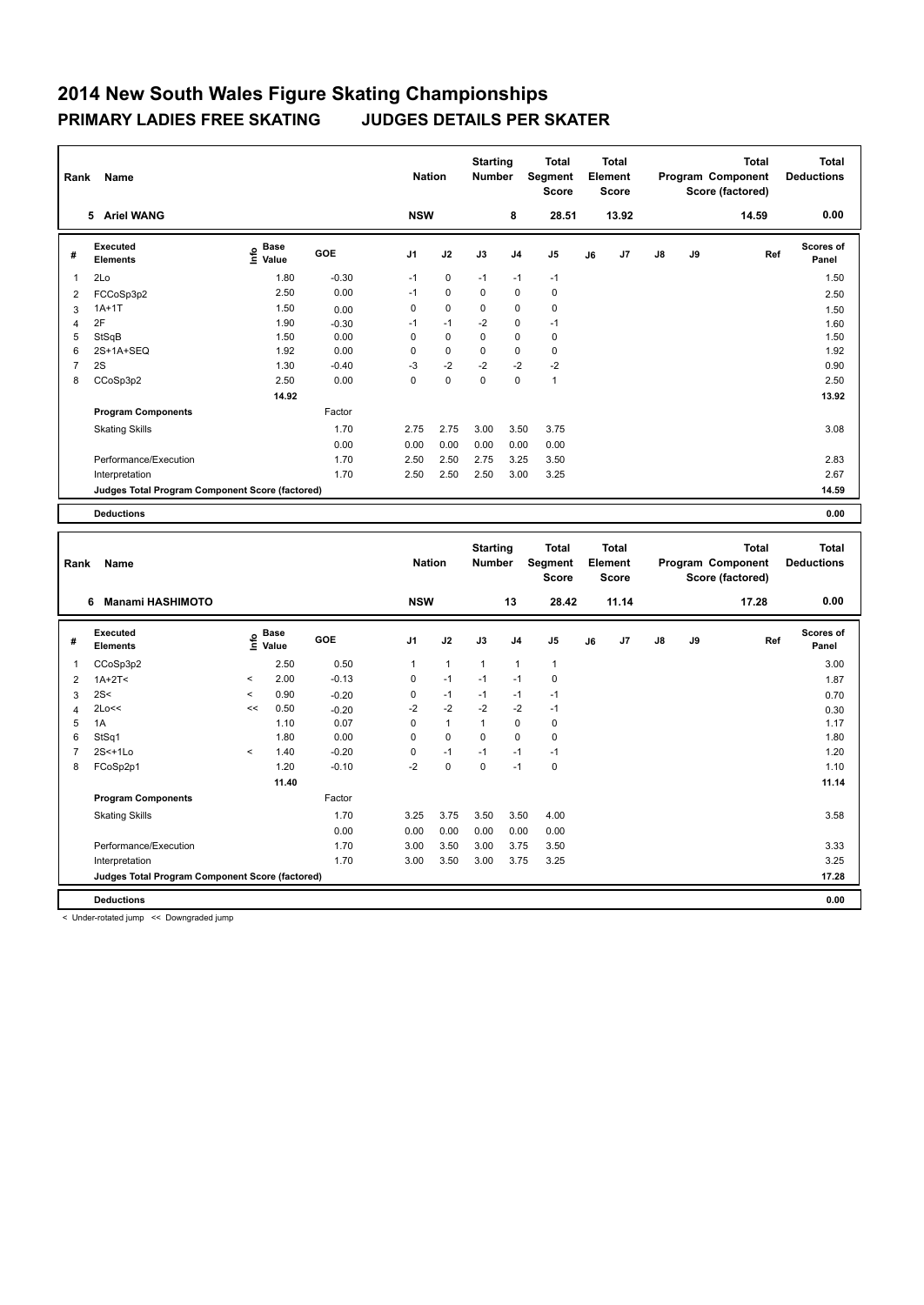# 2014 New South Wales Figure Skating Championships

## PRIMARY LADIES FREE SKATING — JUDGES DETAILS PER SKATER

| Rank | Name | Nation | Starting Number | Total Segment Score | Total Element Score | Total Program Component Score (factored) | Total Deductions |
|---|---|---|---|---|---|---|---|
| 5 | Ariel WANG | NSW | 8 | 28.51 | 13.92 | 14.59 | 0.00 |

| # | Executed Elements | Info | Base Value | GOE | J1 | J2 | J3 | J4 | J5 | J6 | J7 | J8 | J9 | Ref | Scores of Panel |
|---|---|---|---|---|---|---|---|---|---|---|---|---|---|---|---|
| 1 | 2Lo | | 1.80 | -0.30 | -1 | 0 | -1 | -1 | -1 | | | | | | 1.50 |
| 2 | FCCoSp3p2 | | 2.50 | 0.00 | -1 | 0 | 0 | 0 | 0 | | | | | | 2.50 |
| 3 | 1A+1T | | 1.50 | 0.00 | 0 | 0 | 0 | 0 | 0 | | | | | | 1.50 |
| 4 | 2F | | 1.90 | -0.30 | -1 | -1 | -2 | 0 | -1 | | | | | | 1.60 |
| 5 | StSqB | | 1.50 | 0.00 | 0 | 0 | 0 | 0 | 0 | | | | | | 1.50 |
| 6 | 2S+1A+SEQ | | 1.92 | 0.00 | 0 | 0 | 0 | 0 | 0 | | | | | | 1.92 |
| 7 | 2S | | 1.30 | -0.40 | -3 | -2 | -2 | -2 | -2 | | | | | | 0.90 |
| 8 | CCoSp3p2 | | 2.50 | 0.00 | 0 | 0 | 0 | 0 | 1 | | | | | | 2.50 |
| | | | 14.92 | | | | | | | | | | | | 13.92 |
| | **Program Components** | | | Factor | | | | | | | | | | | |
| | Skating Skills | | | 1.70 | 2.75 | 2.75 | 3.00 | 3.50 | 3.75 | | | | | | 3.08 |
| | | | | 0.00 | 0.00 | 0.00 | 0.00 | 0.00 | 0.00 | | | | | | |
| | Performance/Execution | | | 1.70 | 2.50 | 2.50 | 2.75 | 3.25 | 3.50 | | | | | | 2.83 |
| | Interpretation | | | 1.70 | 2.50 | 2.50 | 2.50 | 3.00 | 3.25 | | | | | | 2.67 |
| | Judges Total Program Component Score (factored) | | | | | | | | | | | | | | 14.59 |
| | **Deductions** | | | | | | | | | | | | | | 0.00 |

| Rank | Name | Nation | Starting Number | Total Segment Score | Total Element Score | Total Program Component Score (factored) | Total Deductions |
|---|---|---|---|---|---|---|---|
| 6 | Manami HASHIMOTO | NSW | 13 | 28.42 | 11.14 | 17.28 | 0.00 |

| # | Executed Elements | Info | Base Value | GOE | J1 | J2 | J3 | J4 | J5 | J6 | J7 | J8 | J9 | Ref | Scores of Panel |
|---|---|---|---|---|---|---|---|---|---|---|---|---|---|---|---|
| 1 | CCoSp3p2 | | 2.50 | 0.50 | 1 | 1 | 1 | 1 | 1 | | | | | | 3.00 |
| 2 | 1A+2T< | < | 2.00 | -0.13 | 0 | -1 | -1 | -1 | 0 | | | | | | 1.87 |
| 3 | 2S< | < | 0.90 | -0.20 | 0 | -1 | -1 | -1 | -1 | | | | | | 0.70 |
| 4 | 2Lo<< | << | 0.50 | -0.20 | -2 | -2 | -2 | -2 | -1 | | | | | | 0.30 |
| 5 | 1A | | 1.10 | 0.07 | 0 | 1 | 1 | 0 | 0 | | | | | | 1.17 |
| 6 | StSq1 | | 1.80 | 0.00 | 0 | 0 | 0 | 0 | 0 | | | | | | 1.80 |
| 7 | 2S<+1Lo | < | 1.40 | -0.20 | 0 | -1 | -1 | -1 | -1 | | | | | | 1.20 |
| 8 | FCoSp2p1 | | 1.20 | -0.10 | -2 | 0 | 0 | -1 | 0 | | | | | | 1.10 |
| | | | 11.40 | | | | | | | | | | | | 11.14 |
| | **Program Components** | | | Factor | | | | | | | | | | | |
| | Skating Skills | | | 1.70 | 3.25 | 3.75 | 3.50 | 3.50 | 4.00 | | | | | | 3.58 |
| | | | | 0.00 | 0.00 | 0.00 | 0.00 | 0.00 | 0.00 | | | | | | |
| | Performance/Execution | | | 1.70 | 3.00 | 3.50 | 3.00 | 3.75 | 3.50 | | | | | | 3.33 |
| | Interpretation | | | 1.70 | 3.00 | 3.50 | 3.00 | 3.75 | 3.25 | | | | | | 3.25 |
| | Judges Total Program Component Score (factored) | | | | | | | | | | | | | | 17.28 |
| | **Deductions** | | | | | | | | | | | | | | 0.00 |

< Under-rotated jump << Downgraded jump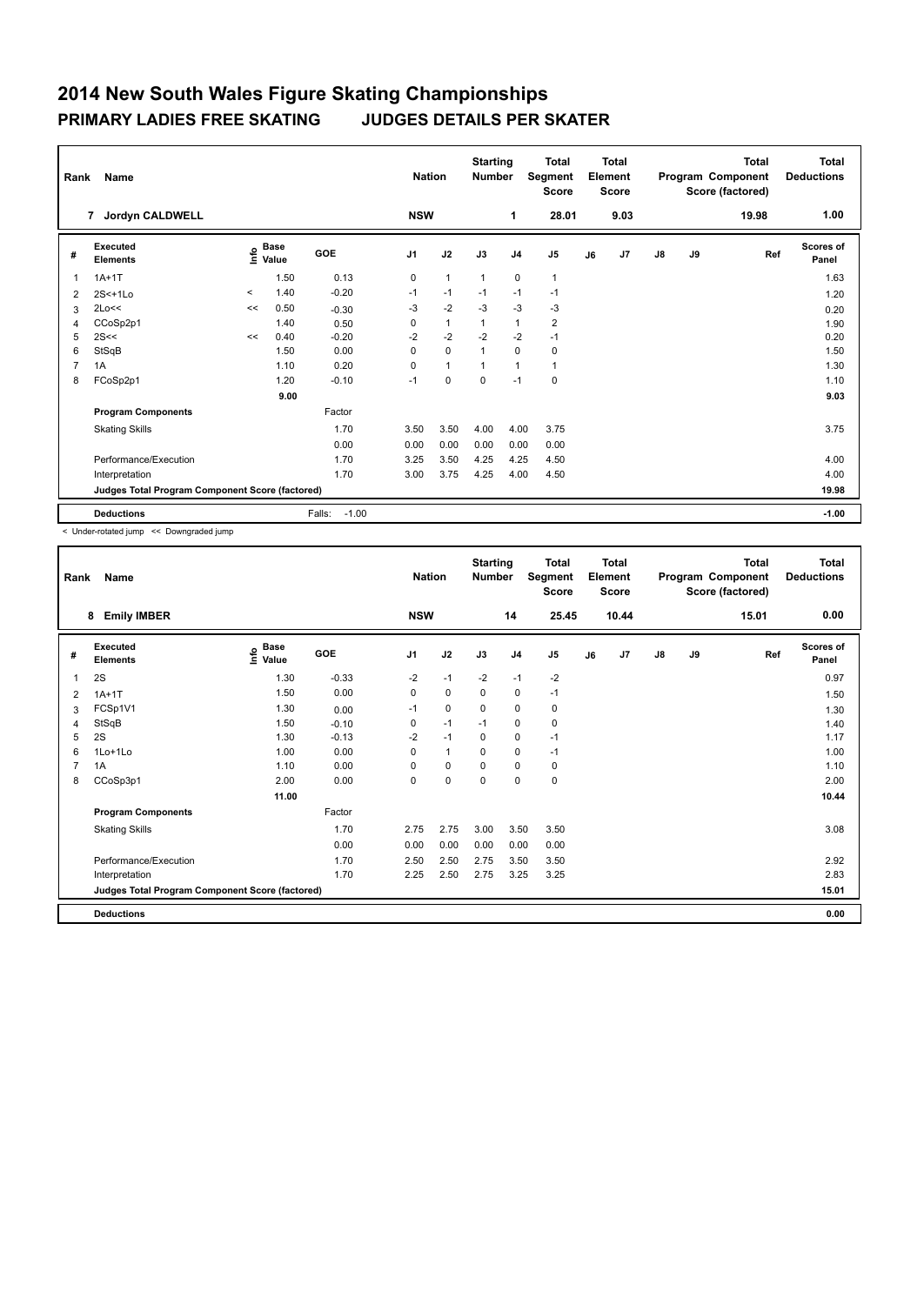# 2014 New South Wales Figure Skating Championships

## PRIMARY LADIES FREE SKATING JUDGES DETAILS PER SKATER

| Rank | Name | Nation | Starting Number | Total Segment Score | Total Element Score | Total Program Component Score (factored) | Total Deductions |
|---|---|---|---|---|---|---|---|
| 7 | Jordyn CALDWELL | NSW | 1 | 28.01 | 9.03 | 19.98 | 1.00 |

| # | Executed Elements | Info | Base Value | GOE | J1 | J2 | J3 | J4 | J5 | J6 | J7 | J8 | J9 | Ref | Scores of Panel |
|---|---|---|---|---|---|---|---|---|---|---|---|---|---|---|---|
| 1 | 1A+1T | | 1.50 | 0.13 | 0 | 1 | 1 | 0 | 1 | | | | | | 1.63 |
| 2 | 2S<+1Lo | < | 1.40 | -0.20 | -1 | -1 | -1 | -1 | -1 | | | | | | 1.20 |
| 3 | 2Lo<< | << | 0.50 | -0.30 | -3 | -2 | -3 | -3 | -3 | | | | | | 0.20 |
| 4 | CCoSp2p1 | | 1.40 | 0.50 | 0 | 1 | 1 | 1 | 2 | | | | | | 1.90 |
| 5 | 2S<< | << | 0.40 | -0.20 | -2 | -2 | -2 | -2 | -1 | | | | | | 0.20 |
| 6 | StSqB | | 1.50 | 0.00 | 0 | 0 | 1 | 0 | 0 | | | | | | 1.50 |
| 7 | 1A | | 1.10 | 0.20 | 0 | 1 | 1 | 1 | 1 | | | | | | 1.30 |
| 8 | FCoSp2p1 | | 1.20 | -0.10 | -1 | 0 | 0 | -1 | 0 | | | | | | 1.10 |
| | | | 9.00 | | | | | | | | | | | | 9.03 |
| | **Program Components** | | | Factor | | | | | | | | | | | |
| | Skating Skills | | | 1.70 | 3.50 | 3.50 | 4.00 | 4.00 | 3.75 | | | | | | 3.75 |
| | | | | 0.00 | 0.00 | 0.00 | 0.00 | 0.00 | 0.00 | | | | | | |
| | Performance/Execution | | | 1.70 | 3.25 | 3.50 | 4.25 | 4.25 | 4.50 | | | | | | 4.00 |
| | Interpretation | | | 1.70 | 3.00 | 3.75 | 4.25 | 4.00 | 4.50 | | | | | | 4.00 |
| | **Judges Total Program Component Score (factored)** | | | | | | | | | | | | | | 19.98 |
| | **Deductions** | | | Falls: -1.00 | | | | | | | | | | | -1.00 |

< Under-rotated jump << Downgraded jump

| Rank | Name | Nation | Starting Number | Total Segment Score | Total Element Score | Total Program Component Score (factored) | Total Deductions |
|---|---|---|---|---|---|---|---|
| 8 | Emily IMBER | NSW | 14 | 25.45 | 10.44 | 15.01 | 0.00 |

| # | Executed Elements | Info | Base Value | GOE | J1 | J2 | J3 | J4 | J5 | J6 | J7 | J8 | J9 | Ref | Scores of Panel |
|---|---|---|---|---|---|---|---|---|---|---|---|---|---|---|---|
| 1 | 2S | | 1.30 | -0.33 | -2 | -1 | -2 | -1 | -2 | | | | | | 0.97 |
| 2 | 1A+1T | | 1.50 | 0.00 | 0 | 0 | 0 | 0 | -1 | | | | | | 1.50 |
| 3 | FCSp1V1 | | 1.30 | 0.00 | -1 | 0 | 0 | 0 | 0 | | | | | | 1.30 |
| 4 | StSqB | | 1.50 | -0.10 | 0 | -1 | -1 | 0 | 0 | | | | | | 1.40 |
| 5 | 2S | | 1.30 | -0.13 | -2 | -1 | 0 | 0 | -1 | | | | | | 1.17 |
| 6 | 1Lo+1Lo | | 1.00 | 0.00 | 0 | 1 | 0 | 0 | -1 | | | | | | 1.00 |
| 7 | 1A | | 1.10 | 0.00 | 0 | 0 | 0 | 0 | 0 | | | | | | 1.10 |
| 8 | CCoSp3p1 | | 2.00 | 0.00 | 0 | 0 | 0 | 0 | 0 | | | | | | 2.00 |
| | | | 11.00 | | | | | | | | | | | | 10.44 |
| | **Program Components** | | | Factor | | | | | | | | | | | |
| | Skating Skills | | | 1.70 | 2.75 | 2.75 | 3.00 | 3.50 | 3.50 | | | | | | 3.08 |
| | | | | 0.00 | 0.00 | 0.00 | 0.00 | 0.00 | 0.00 | | | | | | |
| | Performance/Execution | | | 1.70 | 2.50 | 2.50 | 2.75 | 3.50 | 3.50 | | | | | | 2.92 |
| | Interpretation | | | 1.70 | 2.25 | 2.50 | 2.75 | 3.25 | 3.25 | | | | | | 2.83 |
| | **Judges Total Program Component Score (factored)** | | | | | | | | | | | | | | 15.01 |
| | **Deductions** | | | | | | | | | | | | | | 0.00 |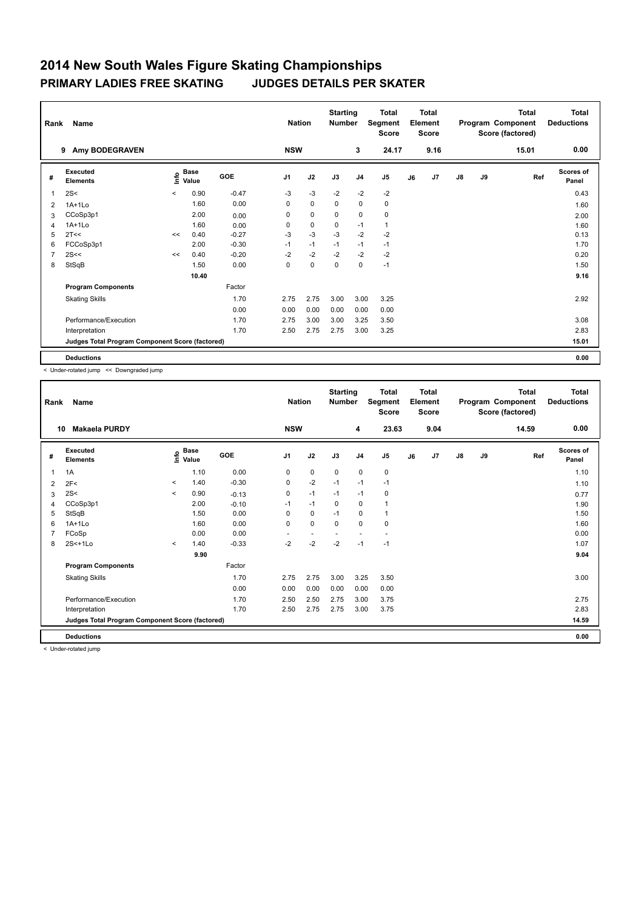# 2014 New South Wales Figure Skating Championships

## PRIMARY LADIES FREE SKATING — JUDGES DETAILS PER SKATER

| Rank | Name | Nation | Starting Number | Total Segment Score | Total Element Score | Total Program Component Score (factored) | Total Deductions |
|---|---|---|---|---|---|---|---|
| 9 | Amy BODEGRAVEN | NSW | 3 | 24.17 | 9.16 | 15.01 | 0.00 |

| # | Executed Elements | Info | Base Value | GOE | J1 | J2 | J3 | J4 | J5 | J6 | J7 | J8 | J9 | Ref | Scores of Panel |
|---|---|---|---|---|---|---|---|---|---|---|---|---|---|---|---|
| 1 | 2S< | < | 0.90 | -0.47 | -3 | -3 | -2 | -2 | -2 | | | | | | 0.43 |
| 2 | 1A+1Lo | | 1.60 | 0.00 | 0 | 0 | 0 | 0 | 0 | | | | | | 1.60 |
| 3 | CCoSp3p1 | | 2.00 | 0.00 | 0 | 0 | 0 | 0 | 0 | | | | | | 2.00 |
| 4 | 1A+1Lo | | 1.60 | 0.00 | 0 | 0 | 0 | -1 | 1 | | | | | | 1.60 |
| 5 | 2T<< | << | 0.40 | -0.27 | -3 | -3 | -3 | -2 | -2 | | | | | | 0.13 |
| 6 | FCCoSp3p1 | | 2.00 | -0.30 | -1 | -1 | -1 | -1 | -1 | | | | | | 1.70 |
| 7 | 2S<< | << | 0.40 | -0.20 | -2 | -2 | -2 | -2 | -2 | | | | | | 0.20 |
| 8 | StSqB | | 1.50 | 0.00 | 0 | 0 | 0 | 0 | -1 | | | | | | 1.50 |
| | | | 10.40 | | | | | | | | | | | | 9.16 |
| | **Program Components** | | | Factor | | | | | | | | | | | |
| | Skating Skills | | | 1.70 | 2.75 | 2.75 | 3.00 | 3.00 | 3.25 | | | | | | 2.92 |
| | | | | 0.00 | 0.00 | 0.00 | 0.00 | 0.00 | 0.00 | | | | | | |
| | Performance/Execution | | | 1.70 | 2.75 | 3.00 | 3.00 | 3.25 | 3.50 | | | | | | 3.08 |
| | Interpretation | | | 1.70 | 2.50 | 2.75 | 2.75 | 3.00 | 3.25 | | | | | | 2.83 |
| | **Judges Total Program Component Score (factored)** | | | | | | | | | | | | | | 15.01 |
| | **Deductions** | | | | | | | | | | | | | | 0.00 |

< Under-rotated jump << Downgraded jump

| Rank | Name | Nation | Starting Number | Total Segment Score | Total Element Score | Total Program Component Score (factored) | Total Deductions |
|---|---|---|---|---|---|---|---|
| 10 | Makaela PURDY | NSW | 4 | 23.63 | 9.04 | 14.59 | 0.00 |

| # | Executed Elements | Info | Base Value | GOE | J1 | J2 | J3 | J4 | J5 | J6 | J7 | J8 | J9 | Ref | Scores of Panel |
|---|---|---|---|---|---|---|---|---|---|---|---|---|---|---|---|
| 1 | 1A | | 1.10 | 0.00 | 0 | 0 | 0 | 0 | 0 | | | | | | 1.10 |
| 2 | 2F< | < | 1.40 | -0.30 | 0 | -2 | -1 | -1 | -1 | | | | | | 1.10 |
| 3 | 2S< | < | 0.90 | -0.13 | 0 | -1 | -1 | -1 | 0 | | | | | | 0.77 |
| 4 | CCoSp3p1 | | 2.00 | -0.10 | -1 | -1 | 0 | 0 | 1 | | | | | | 1.90 |
| 5 | StSqB | | 1.50 | 0.00 | 0 | 0 | -1 | 0 | 1 | | | | | | 1.50 |
| 6 | 1A+1Lo | | 1.60 | 0.00 | 0 | 0 | 0 | 0 | 0 | | | | | | 1.60 |
| 7 | FCoSp | | 0.00 | 0.00 | - | - | - | - | - | | | | | | 0.00 |
| 8 | 2S<+1Lo | < | 1.40 | -0.33 | -2 | -2 | -2 | -1 | -1 | | | | | | 1.07 |
| | | | 9.90 | | | | | | | | | | | | 9.04 |
| | **Program Components** | | | Factor | | | | | | | | | | | |
| | Skating Skills | | | 1.70 | 2.75 | 2.75 | 3.00 | 3.25 | 3.50 | | | | | | 3.00 |
| | | | | 0.00 | 0.00 | 0.00 | 0.00 | 0.00 | 0.00 | | | | | | |
| | Performance/Execution | | | 1.70 | 2.50 | 2.50 | 2.75 | 3.00 | 3.75 | | | | | | 2.75 |
| | Interpretation | | | 1.70 | 2.50 | 2.75 | 2.75 | 3.00 | 3.75 | | | | | | 2.83 |
| | **Judges Total Program Component Score (factored)** | | | | | | | | | | | | | | 14.59 |
| | **Deductions** | | | | | | | | | | | | | | 0.00 |

< Under-rotated jump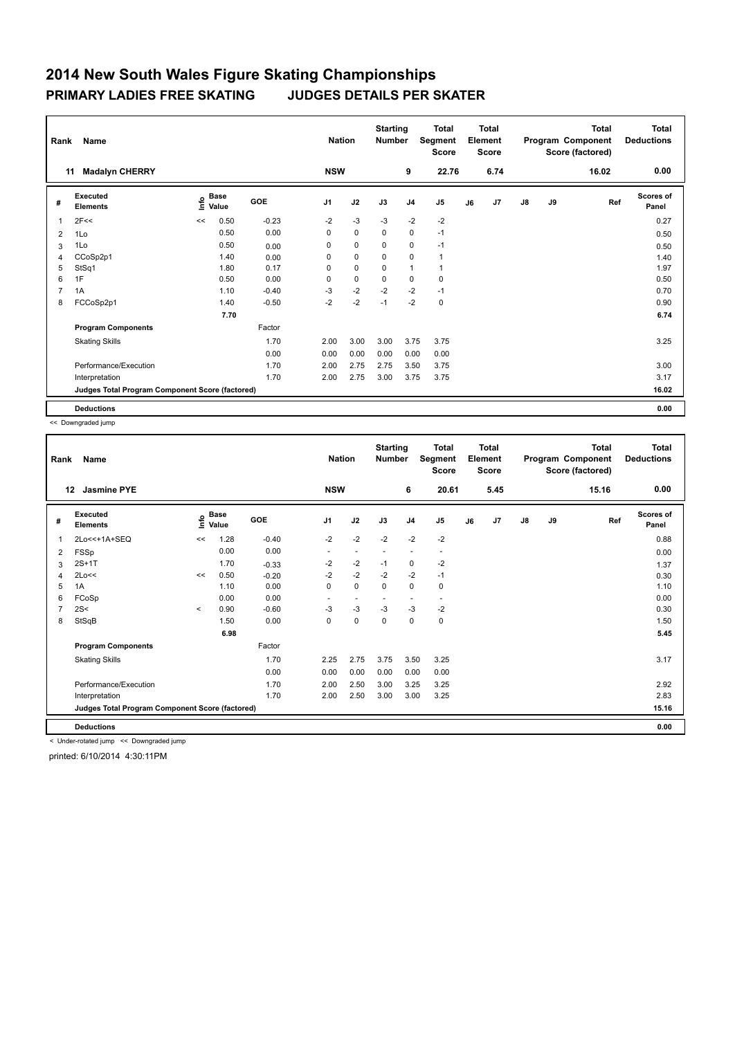# 2014 New South Wales Figure Skating Championships

## PRIMARY LADIES FREE SKATING JUDGES DETAILS PER SKATER

| Rank | Name | Nation | Starting Number | Total Segment Score | Total Element Score | Total Program Component Score (factored) | Total Deductions |
|---|---|---|---|---|---|---|---|
| 11 | Madalyn CHERRY | NSW | 9 | 22.76 | 6.74 | 16.02 | 0.00 |

| # | Executed Elements | Info | Base Value | GOE | J1 | J2 | J3 | J4 | J5 | J6 | J7 | J8 | J9 | Ref | Scores of Panel |
|---|---|---|---|---|---|---|---|---|---|---|---|---|---|---|---|
| 1 | 2F<< | << | 0.50 | -0.23 | -2 | -3 | -3 | -2 | -2 | | | | | | 0.27 |
| 2 | 1Lo | | 0.50 | 0.00 | 0 | 0 | 0 | 0 | -1 | | | | | | 0.50 |
| 3 | 1Lo | | 0.50 | 0.00 | 0 | 0 | 0 | 0 | -1 | | | | | | 0.50 |
| 4 | CCoSp2p1 | | 1.40 | 0.00 | 0 | 0 | 0 | 0 | 1 | | | | | | 1.40 |
| 5 | StSq1 | | 1.80 | 0.17 | 0 | 0 | 0 | 1 | 1 | | | | | | 1.97 |
| 6 | 1F | | 0.50 | 0.00 | 0 | 0 | 0 | 0 | 0 | | | | | | 0.50 |
| 7 | 1A | | 1.10 | -0.40 | -3 | -2 | -2 | -2 | -1 | | | | | | 0.70 |
| 8 | FCCoSp2p1 | | 1.40 | -0.50 | -2 | -2 | -1 | -2 | 0 | | | | | | 0.90 |
| | | | 7.70 | | | | | | | | | | | | 6.74 |
| | Program Components | | | Factor | | | | | | | | | | | |
| | Skating Skills | | | 1.70 | 2.00 | 3.00 | 3.00 | 3.75 | 3.75 | | | | | | 3.25 |
| | | | | 0.00 | 0.00 | 0.00 | 0.00 | 0.00 | 0.00 | | | | | | |
| | Performance/Execution | | | 1.70 | 2.00 | 2.75 | 2.75 | 3.50 | 3.75 | | | | | | 3.00 |
| | Interpretation | | | 1.70 | 2.00 | 2.75 | 3.00 | 3.75 | 3.75 | | | | | | 3.17 |
| | Judges Total Program Component Score (factored) | | | | | | | | | | | | | | 16.02 |
| | Deductions | | | | | | | | | | | | | | 0.00 |

<< Downgraded jump

| Rank | Name | Nation | Starting Number | Total Segment Score | Total Element Score | Total Program Component Score (factored) | Total Deductions |
|---|---|---|---|---|---|---|---|
| 12 | Jasmine PYE | NSW | 6 | 20.61 | 5.45 | 15.16 | 0.00 |

| # | Executed Elements | Info | Base Value | GOE | J1 | J2 | J3 | J4 | J5 | J6 | J7 | J8 | J9 | Ref | Scores of Panel |
|---|---|---|---|---|---|---|---|---|---|---|---|---|---|---|---|
| 1 | 2Lo<<+1A+SEQ | << | 1.28 | -0.40 | -2 | -2 | -2 | -2 | -2 | | | | | | 0.88 |
| 2 | FSSp | | 0.00 | 0.00 | - | - | - | - | - | | | | | | 0.00 |
| 3 | 2S+1T | | 1.70 | -0.33 | -2 | -2 | -1 | 0 | -2 | | | | | | 1.37 |
| 4 | 2Lo<< | << | 0.50 | -0.20 | -2 | -2 | -2 | -2 | -1 | | | | | | 0.30 |
| 5 | 1A | | 1.10 | 0.00 | 0 | 0 | 0 | 0 | 0 | | | | | | 1.10 |
| 6 | FCoSp | | 0.00 | 0.00 | - | - | - | - | - | | | | | | 0.00 |
| 7 | 2S< | < | 0.90 | -0.60 | -3 | -3 | -3 | -3 | -2 | | | | | | 0.30 |
| 8 | StSqB | | 1.50 | 0.00 | 0 | 0 | 0 | 0 | 0 | | | | | | 1.50 |
| | | | 6.98 | | | | | | | | | | | | 5.45 |
| | Program Components | | | Factor | | | | | | | | | | | |
| | Skating Skills | | | 1.70 | 2.25 | 2.75 | 3.75 | 3.50 | 3.25 | | | | | | 3.17 |
| | | | | 0.00 | 0.00 | 0.00 | 0.00 | 0.00 | 0.00 | | | | | | |
| | Performance/Execution | | | 1.70 | 2.00 | 2.50 | 3.00 | 3.25 | 3.25 | | | | | | 2.92 |
| | Interpretation | | | 1.70 | 2.00 | 2.50 | 3.00 | 3.00 | 3.25 | | | | | | 2.83 |
| | Judges Total Program Component Score (factored) | | | | | | | | | | | | | | 15.16 |
| | Deductions | | | | | | | | | | | | | | 0.00 |

< Under-rotated jump << Downgraded jump

printed: 6/10/2014 4:30:11PM